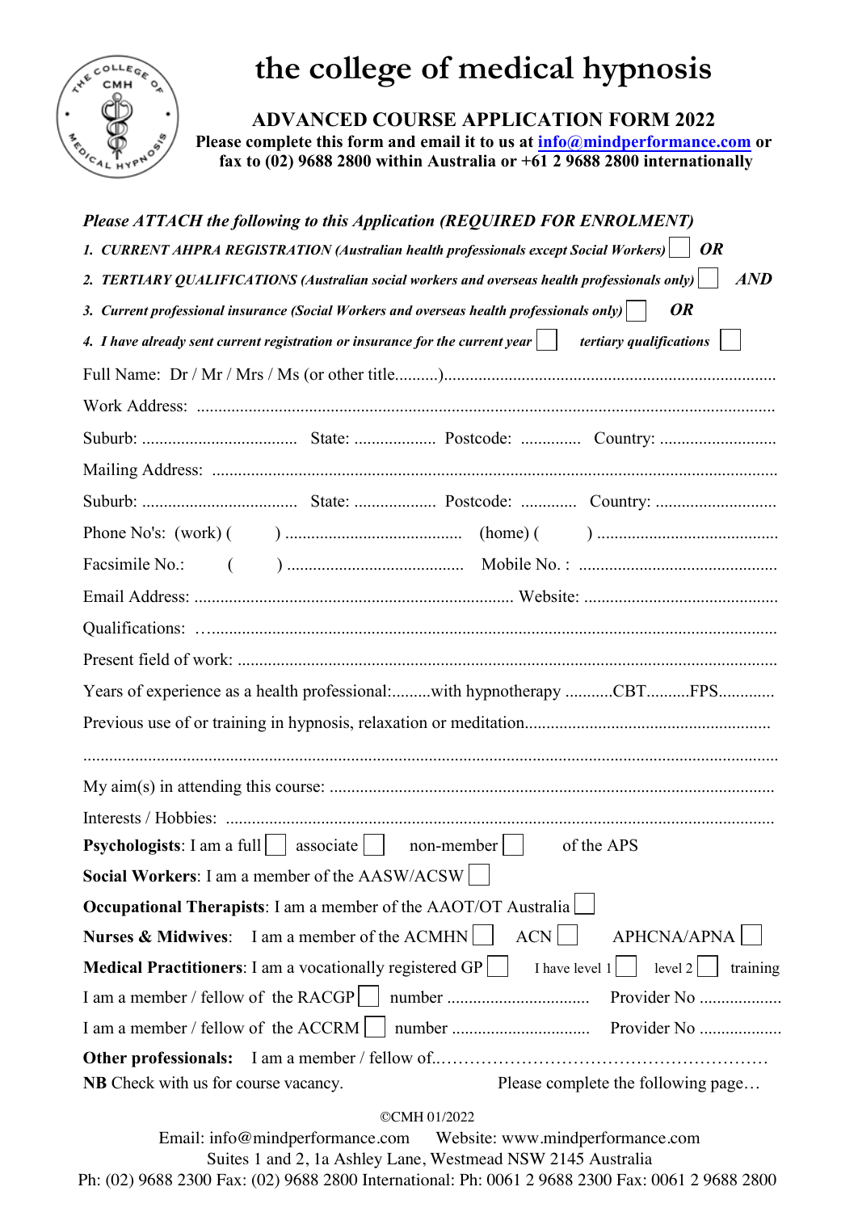# the college of medical hypnosis

## ADVANCED COURSE APPLICATION FORM 2022

**Please complete this form and email it to us at info@mindperformance.com or fax to (02) 9688 2800 within Australia or +61 2 9688 2800 internationally**

***Please ATTACH the following to this Application (REQUIRED FOR ENROLMENT)***

1. *CURRENT AHPRA REGISTRATION (Australian health professionals except Social Workers)* ☐ ***OR***
2. *TERTIARY QUALIFICATIONS (Australian social workers and overseas health professionals only)* ☐ ***AND***
3. *Current professional insurance (Social Workers and overseas health professionals only)* ☐ ***OR***
4. *I have already sent current registration or insurance for the current year* ☐ *tertiary qualifications* ☐

Full Name: Dr / Mr / Mrs / Ms (or other title..........)............................................................................

Work Address: ......................................................................................................................

Suburb: .................................... State: ................... Postcode: .............. Country: ...........................

Mailing Address: ..................................................................................................................

Suburb: .................................... State: ................... Postcode: ............. Country: ............................

Phone No's: (work) ( ) ......................................... (home) ( ) ..........................................

Facsimile No.: ( ) ......................................... Mobile No. : ..............................................

Email Address: ......................................................................... Website: .............................................

Qualifications: …...................................................................................................................

Present field of work: ............................................................................................................

Years of experience as a health professional:.........with hypnotherapy ...........CBT..........FPS.............

Previous use of or training in hypnosis, relaxation or meditation........................................................

...............................................................................................................................................

My aim(s) in attending this course: ......................................................................................

Interests / Hobbies: ...............................................................................................................

**Psychologists**: I am a full ☐ associate ☐ non-member ☐ of the APS

**Social Workers**: I am a member of the AASW/ACSW ☐

**Occupational Therapists**: I am a member of the AAOT/OT Australia ☐

**Nurses & Midwives**: I am a member of the ACMHN ☐ ACN ☐ APHCNA/APNA ☐

**Medical Practitioners**: I am a vocationally registered GP ☐ I have level 1 ☐ level 2 ☐ training

I am a member / fellow of the RACGP ☐ number ................................ Provider No ...................

I am a member / fellow of the ACCRM ☐ number ............................... Provider No ...................

**Other professionals:** I am a member / fellow of..…………………………………………………

**NB** Check with us for course vacancy. Please complete the following page…

©CMH 01/2022

Email: info@mindperformance.com Website: www.mindperformance.com
Suites 1 and 2, 1a Ashley Lane, Westmead NSW 2145 Australia
Ph: (02) 9688 2300 Fax: (02) 9688 2800 International: Ph: 0061 2 9688 2300 Fax: 0061 2 9688 2800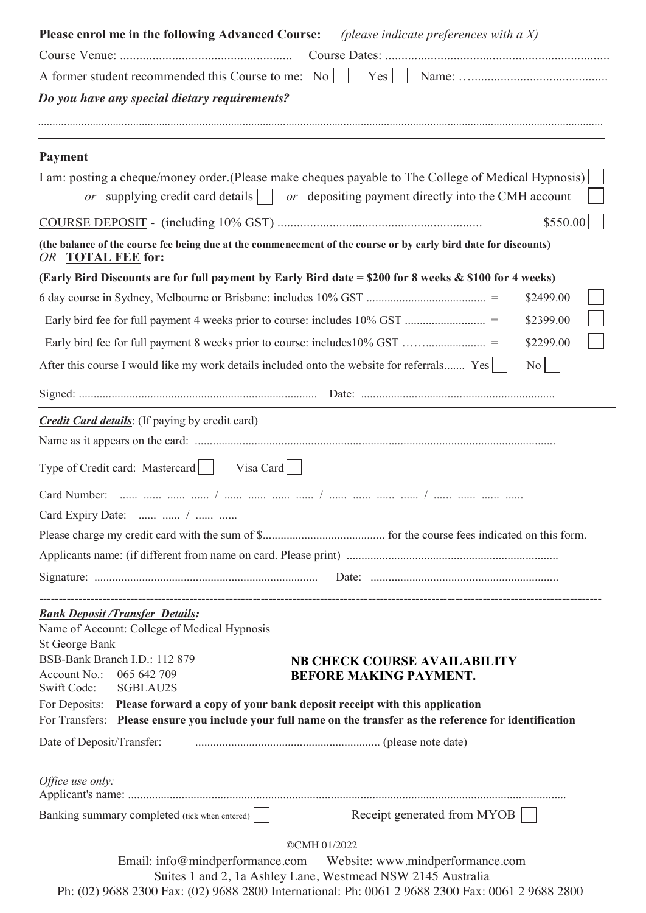**Please enrol me in the following Advanced Course:** *(please indicate preferences with a X)*

Course Venue: ..................................................... Course Dates: .....................................................................

A former student recommended this Course to me: No ☐ Yes ☐ Name: …..........................................

***Do you have any special dietary requirements?***

.......................................................................................................................................................................................

## Payment

I am: posting a cheque/money order.(Please make cheques payable to The College of Medical Hypnosis) ☐

*or* supplying credit card details ☐ *or* depositing payment directly into the CMH account ☐

COURSE DEPOSIT - (including 10% GST) ............................................................... $550.00 ☐

**(the balance of the course fee being due at the commencement of the course or by early bird date for discounts)**

*OR* **TOTAL FEE for:**

**(Early Bird Discounts are for full payment by Early Bird date = $200 for 8 weeks & $100 for 4 weeks)**

6 day course in Sydney, Melbourne or Brisbane: includes 10% GST ....................................... = $2499.00 ☐

Early bird fee for full payment 4 weeks prior to course: includes 10% GST .......................... = $2399.00 ☐

Early bird fee for full payment 8 weeks prior to course: includes10% GST ……................... = $2299.00 ☐

After this course I would like my work details included onto the website for referrals....... Yes ☐ No ☐

Signed: ................................................................................ Date: ................................................................

***Credit Card details***: (If paying by credit card)

Name as it appears on the card: .........................................................................................................................

Type of Credit card: Mastercard ☐ Visa Card ☐

Card Number: ...... ...... ...... ...... / ...... ...... ...... ...... / ...... ...... ...... ...... / ...... ...... ...... ......

Card Expiry Date: ...... ...... / ...... ......

Please charge my credit card with the sum of $......................................... for the course fees indicated on this form.

Applicants name: (if different from name on card. Please print) ......................................................................

Signature: ........................................................................... Date: ...............................................................

---

***Bank Deposit /Transfer Details:***

Name of Account: College of Medical Hypnosis
St George Bank
BSB-Bank Branch I.D.: 112 879
Account No.: 065 642 709
Swift Code: SGBLAU2S

**NB CHECK COURSE AVAILABILITY BEFORE MAKING PAYMENT.**

For Deposits: **Please forward a copy of your bank deposit receipt with this application**

For Transfers: **Please ensure you include your full name on the transfer as the reference for identification**

Date of Deposit/Transfer: ............................................................ (please note date)

---

*Office use only:*

Applicant's name: ...................................................................................................................................

Banking summary completed (tick when entered) ☐ Receipt generated from MYOB ☐

©CMH 01/2022

Email: info@mindperformance.com Website: www.mindperformance.com

Suites 1 and 2, 1a Ashley Lane, Westmead NSW 2145 Australia

Ph: (02) 9688 2300 Fax: (02) 9688 2800 International: Ph: 0061 2 9688 2300 Fax: 0061 2 9688 2800